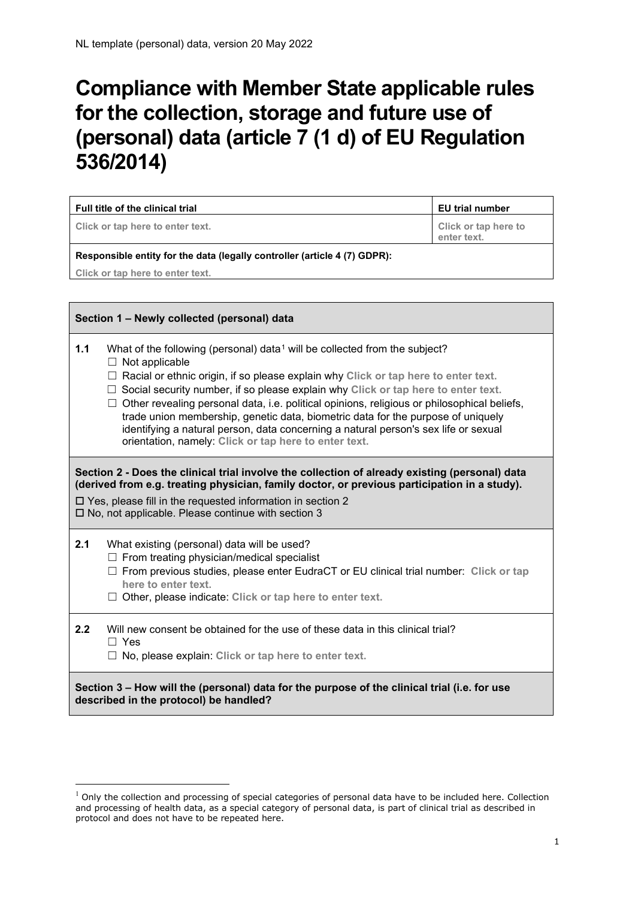NL template (personal) data, version 20 May 2022

# Compliance with Member State applicable rules for the collection, storage and future use of (personal) data (article 7 (1 d) of EU Regulation 536/2014)

| **Full title of the clinical trial** | **EU trial number** |
|---|---|
| **Click or tap here to enter text.** | **Click or tap here to enter text.** |
| **Responsible entity for the data (legally controller (article 4 (7) GDPR):** <br> **Click or tap here to enter text.** | |

**Section 1 – Newly collected (personal) data**

**1.1** What of the following (personal) data[1] will be collected from the subject?

- ☐ Not applicable
- ☐ Racial or ethnic origin, if so please explain why **Click or tap here to enter text.**
- ☐ Social security number, if so please explain why **Click or tap here to enter text.**
- ☐ Other revealing personal data, i.e. political opinions, religious or philosophical beliefs, trade union membership, genetic data, biometric data for the purpose of uniquely identifying a natural person, data concerning a natural person's sex life or sexual orientation, namely: **Click or tap here to enter text.**

**Section 2 - Does the clinical trial involve the collection of already existing (personal) data (derived from e.g. treating physician, family doctor, or previous participation in a study).**

☐ Yes, please fill in the requested information in section 2
☐ No, not applicable. Please continue with section 3

**2.1** What existing (personal) data will be used?

- ☐ From treating physician/medical specialist
- ☐ From previous studies, please enter EudraCT or EU clinical trial number: **Click or tap here to enter text.**
- ☐ Other, please indicate: **Click or tap here to enter text.**

**2.2** Will new consent be obtained for the use of these data in this clinical trial?

- ☐ Yes
- ☐ No, please explain: **Click or tap here to enter text.**

**Section 3 – How will the (personal) data for the purpose of the clinical trial (i.e. for use described in the protocol) be handled?**

[1] Only the collection and processing of special categories of personal data have to be included here. Collection and processing of health data, as a special category of personal data, is part of clinical trial as described in protocol and does not have to be repeated here.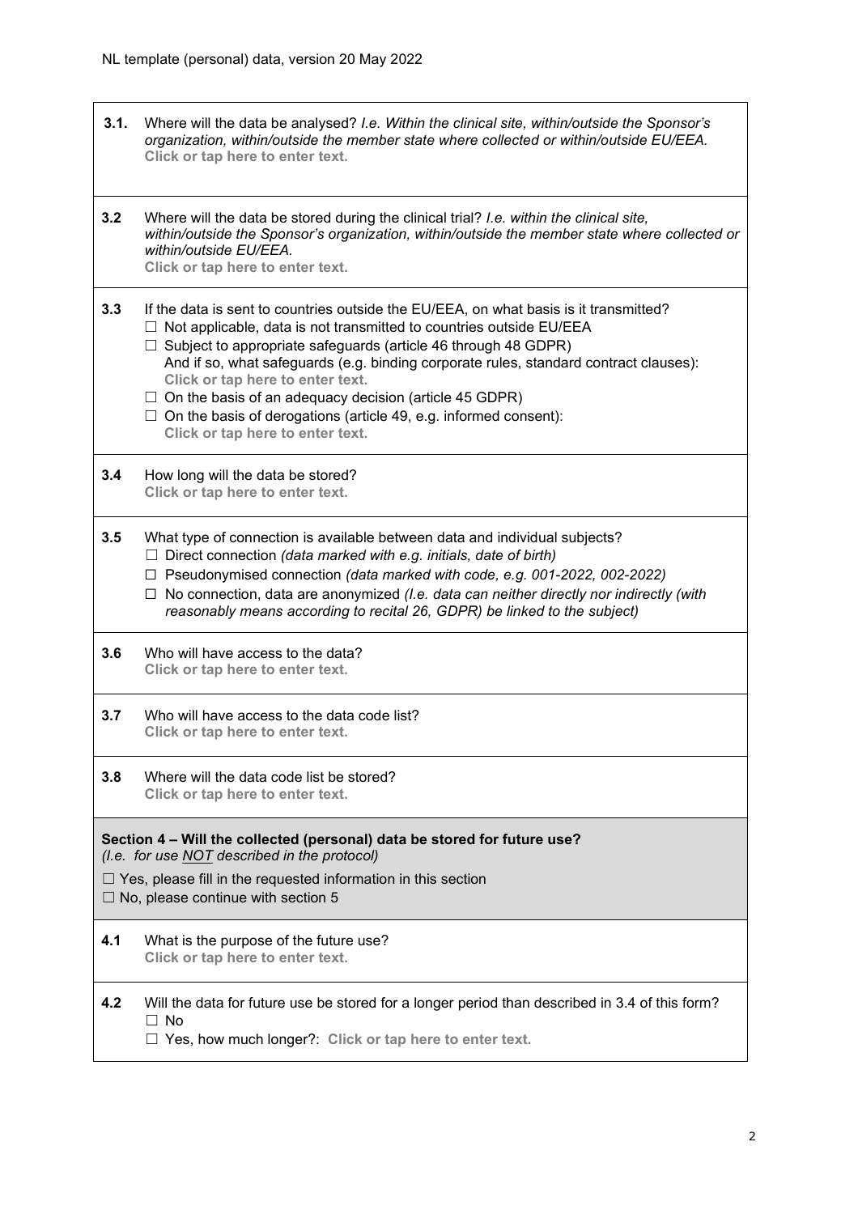**3.1.** Where will the data be analysed? *I.e. Within the clinical site, within/outside the Sponsor's organization, within/outside the member state where collected or within/outside EU/EEA.*
**Click or tap here to enter text.**

**3.2** Where will the data be stored during the clinical trial? *I.e. within the clinical site, within/outside the Sponsor's organization, within/outside the member state where collected or within/outside EU/EEA.*
**Click or tap here to enter text.**

**3.3** If the data is sent to countries outside the EU/EEA, on what basis is it transmitted?

☐ Not applicable, data is not transmitted to countries outside EU/EEA
☐ Subject to appropriate safeguards (article 46 through 48 GDPR)
And if so, what safeguards (e.g. binding corporate rules, standard contract clauses):
**Click or tap here to enter text.**
☐ On the basis of an adequacy decision (article 45 GDPR)
☐ On the basis of derogations (article 49, e.g. informed consent):
**Click or tap here to enter text.**

**3.4** How long will the data be stored?
**Click or tap here to enter text.**

**3.5** What type of connection is available between data and individual subjects?

☐ Direct connection *(data marked with e.g. initials, date of birth)*
☐ Pseudonymised connection *(data marked with code, e.g. 001-2022, 002-2022)*
☐ No connection, data are anonymized *(I.e. data can neither directly nor indirectly (with reasonably means according to recital 26, GDPR) be linked to the subject)*

**3.6** Who will have access to the data?
**Click or tap here to enter text.**

**3.7** Who will have access to the data code list?
**Click or tap here to enter text.**

**3.8** Where will the data code list be stored?
**Click or tap here to enter text.**

## Section 4 – Will the collected (personal) data be stored for future use?

*(I.e. for use NOT described in the protocol)*

☐ Yes, please fill in the requested information in this section
☐ No, please continue with section 5

**4.1** What is the purpose of the future use?
**Click or tap here to enter text.**

**4.2** Will the data for future use be stored for a longer period than described in 3.4 of this form?

☐ No
☐ Yes, how much longer?: **Click or tap here to enter text.**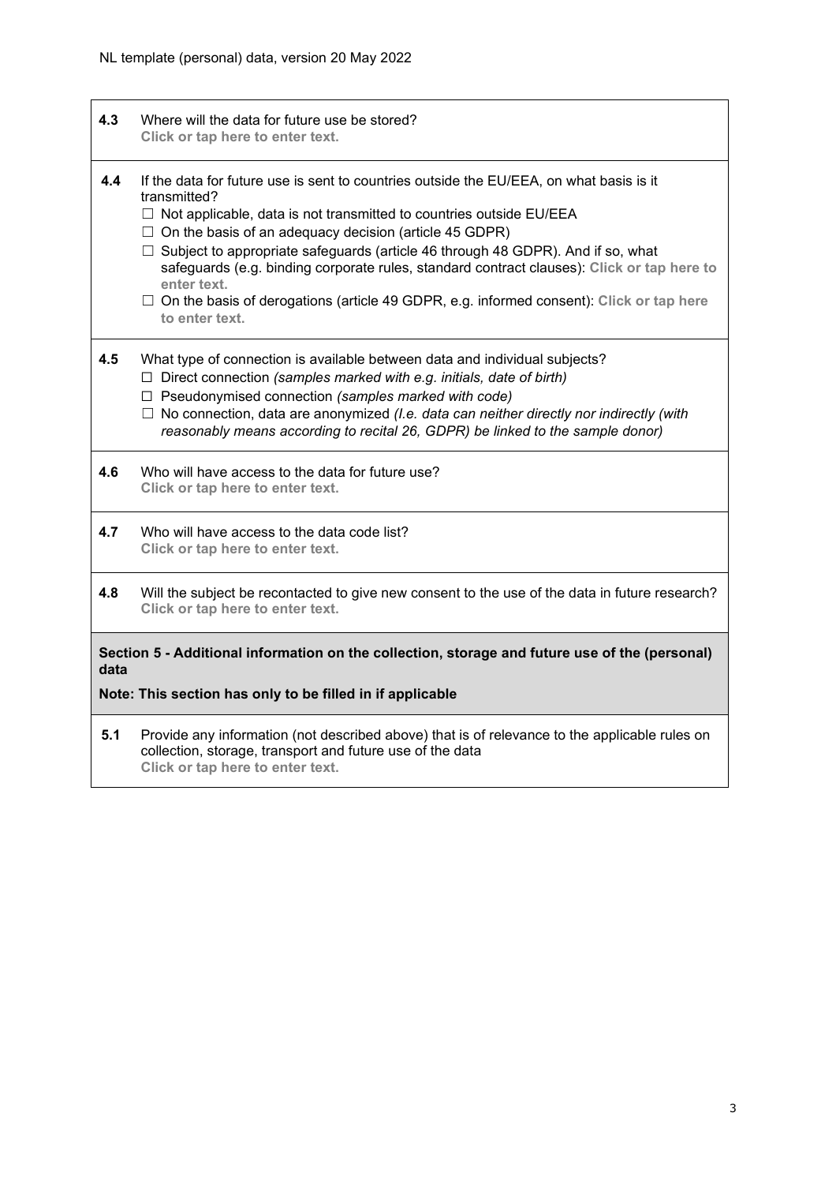| | |
|---|---|
| **4.3** | Where will the data for future use be stored?<br>**Click or tap here to enter text.** |
| **4.4** | If the data for future use is sent to countries outside the EU/EEA, on what basis is it transmitted?<br>☐ Not applicable, data is not transmitted to countries outside EU/EEA<br>☐ On the basis of an adequacy decision (article 45 GDPR)<br>☐ Subject to appropriate safeguards (article 46 through 48 GDPR). And if so, what safeguards (e.g. binding corporate rules, standard contract clauses): **Click or tap here to enter text.**<br>☐ On the basis of derogations (article 49 GDPR, e.g. informed consent): **Click or tap here to enter text.** |
| **4.5** | What type of connection is available between data and individual subjects?<br>☐ Direct connection *(samples marked with e.g. initials, date of birth)*<br>☐ Pseudonymised connection *(samples marked with code)*<br>☐ No connection, data are anonymized *(I.e. data can neither directly nor indirectly (with reasonably means according to recital 26, GDPR) be linked to the sample donor)* |
| **4.6** | Who will have access to the data for future use?<br>**Click or tap here to enter text.** |
| **4.7** | Who will have access to the data code list?<br>**Click or tap here to enter text.** |
| **4.8** | Will the subject be recontacted to give new consent to the use of the data in future research?<br>**Click or tap here to enter text.** |
| **Section 5 - Additional information on the collection, storage and future use of the (personal) data**<br>**Note: This section has only to be filled in if applicable** | |
| **5.1** | Provide any information (not described above) that is of relevance to the applicable rules on collection, storage, transport and future use of the data<br>**Click or tap here to enter text.** |